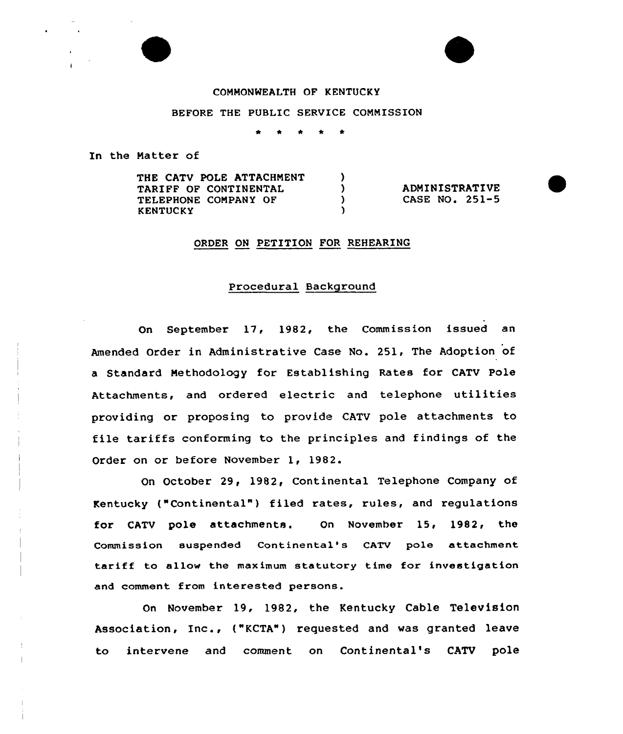COMMONWEALTH OF KENTUCKY

BEFORE THE PUBLIC SERVICE COMMISSION

\* \* \* \* \*

In the Matter of

| | | |
|---|---|---|
| THE CATV POLE ATTACHMENT TARIFF OF CONTINENTAL TELEPHONE COMPANY OF KENTUCKY | ) ) ) ) | ADMINISTRATIVE CASE NO. 251-5 |

## ORDER ON PETITION FOR REHEARING

### Procedural Background

On September 17, 1982, the Commission issued an Amended Order in Administrative Case No. 251, The Adoption of a Standard Methodology for Establishing Rates for CATV Pole Attachments, and ordered electric and telephone utilities providing or proposing to provide CATV pole attachments to file tariffs conforming to the principles and findings of the Order on or before November 1, 1982.

On October 29, 1982, Continental Telephone Company of Kentucky ("Continental") filed rates, rules, and regulations for CATV pole attachments. On November 15, 1982, the Commission suspended Continental's CATV pole attachment tariff to allow the maximum statutory time for investigation and comment from interested persons.

On November 19, 1982, the Kentucky Cable Television Association, Inc., ("KCTA") requested and was granted leave to intervene and comment on Continental's CATV pole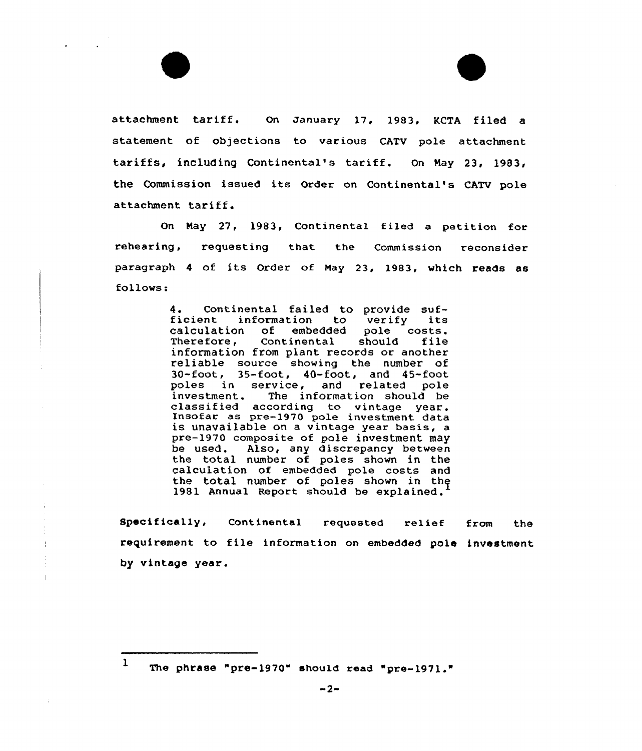attachment tariff. On January 17, 1983, KCTA filed a statement of objections to various CATV pole attachment tariffs, including Continental's tariff. On May 23, 1983, the Commission issued its Order on Continental's CATV pole attachment tariff.

On May 27, 1983, Continental filed a petition for rehearing, requesting that the Commission reconsider paragraph 4 of its Order of May 23, 1983, which reads as follows:

> 4. Continental failed to provide sufficient information to verify its calculation of embedded pole costs. Therefore, Continental should file information from plant records or another reliable source showing the number of 30-foot, 35-foot, 40-foot, and 45-foot poles in service, and related pole investment. The information should be classified according to vintage year. Insofar as pre-1970 pole investment data is unavailable on a vintage year basis, a pre-1970 composite of pole investment may be used. Also, any discrepancy between the total number of poles shown in the calculation of embedded pole costs and the total number of poles shown in the 1981 Annual Report should be explained.[1]

Specifically, Continental requested relief from the requirement to file information on embedded pole investment by vintage year.

---

[1] The phrase "pre-1970" should read "pre-1971."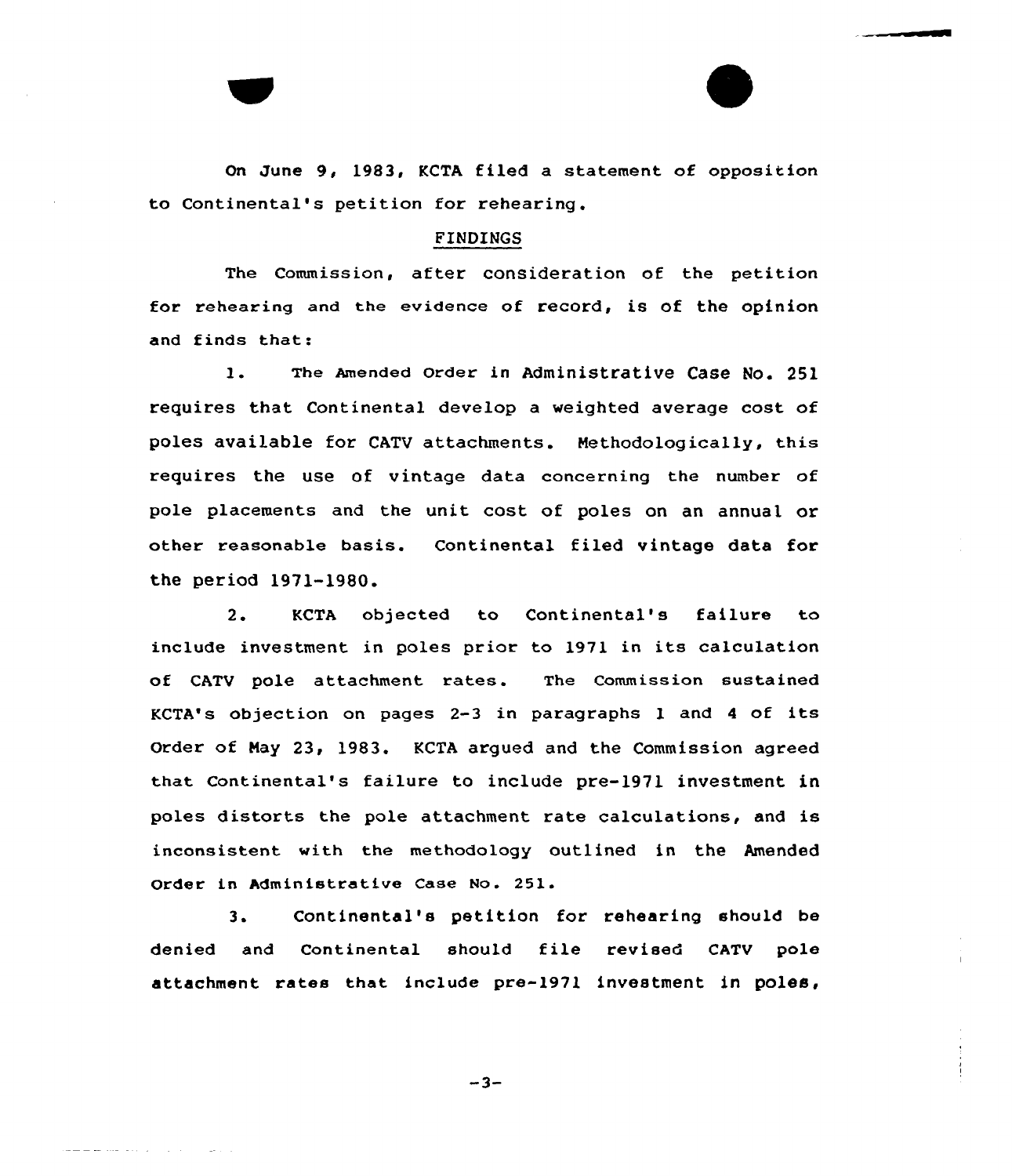On June 9, 1983, KCTA filed a statement of opposition to Continental's petition for rehearing.

## FINDINGS

The Commission, after consideration of the petition for rehearing and the evidence of record, is of the opinion and finds that:

1. The Amended Order in Administrative Case No. 251 requires that Continental develop a weighted average cost of poles available for CATV attachments. Methodologically, this requires the use of vintage data concerning the number of pole placements and the unit cost of poles on an annual or other reasonable basis. Continental filed vintage data for the period 1971-1980.

2. KCTA objected to Continental's failure to include investment in poles prior to 1971 in its calculation of CATV pole attachment rates. The Commission sustained KCTA's objection on pages 2-3 in paragraphs 1 and 4 of its Order of May 23, 1983. KCTA argued and the Commission agreed that Continental's failure to include pre-1971 investment in poles distorts the pole attachment rate calculations, and is inconsistent with the methodology outlined in the Amended Order in Administrative Case No. 251.

3. Continental's petition for rehearing should be denied and Continental should file revised CATV pole attachment rates that include pre-1971 investment in poles,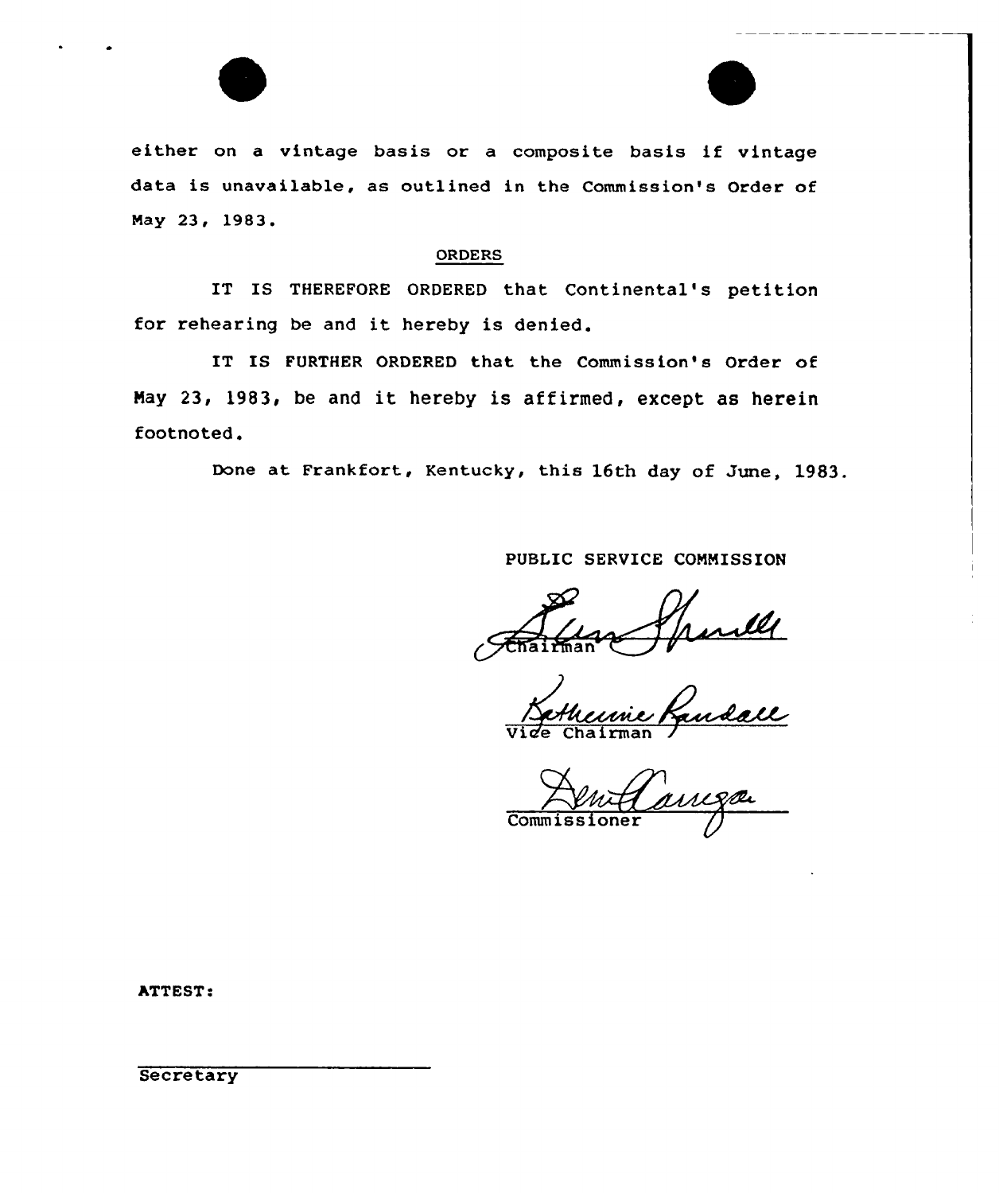either on a vintage basis or a composite basis if vintage data is unavailable, as outlined in the Commission's Order of May 23, 1983.

## ORDERS

IT IS THEREFORE ORDERED that Continental's petition for rehearing be and it hereby is denied.

IT IS FURTHER ORDERED that the Commission's Order of May 23, 1983, be and it hereby is affirmed, except as herein footnoted.

Done at Frankfort, Kentucky, this 16th day of June, 1983.

PUBLIC SERVICE COMMISSION

Chairman

Vice Chairman

Commissioner

ATTEST:

Secretary